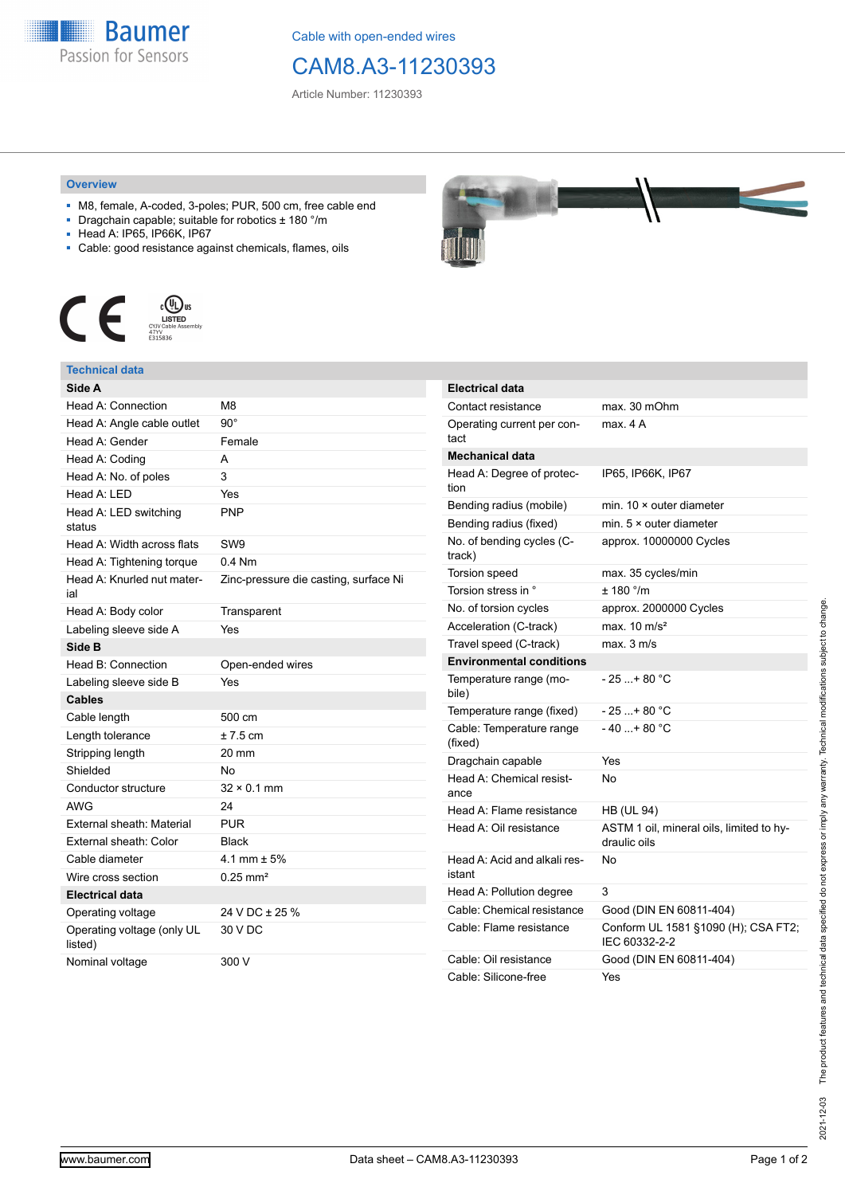Cable with open-ended wires

# CAM8.A3-11230393

Article Number: 11230393

## Overview

- M8, female, A-coded, 3-poles; PUR, 500 cm, free cable end
- Dragchain capable; suitable for robotics ± 180 °/m
- Head A: IP65, IP66K, IP67
- Cable: good resistance against chemicals, flames, oils

## Technical data

| Side A | |
|---|---|
| Head A: Connection | M8 |
| Head A: Angle cable outlet | 90° |
| Head A: Gender | Female |
| Head A: Coding | A |
| Head A: No. of poles | 3 |
| Head A: LED | Yes |
| Head A: LED switching status | PNP |
| Head A: Width across flats | SW9 |
| Head A: Tightening torque | 0.4 Nm |
| Head A: Knurled nut material | Zinc-pressure die casting, surface Ni |
| Head A: Body color | Transparent |
| Labeling sleeve side A | Yes |
| **Side B** | |
| Head B: Connection | Open-ended wires |
| Labeling sleeve side B | Yes |
| **Cables** | |
| Cable length | 500 cm |
| Length tolerance | ± 7.5 cm |
| Stripping length | 20 mm |
| Shielded | No |
| Conductor structure | 32 × 0.1 mm |
| AWG | 24 |
| External sheath: Material | PUR |
| External sheath: Color | Black |
| Cable diameter | 4.1 mm ± 5% |
| Wire cross section | 0.25 mm² |
| **Electrical data** | |
| Operating voltage | 24 V DC ± 25 % |
| Operating voltage (only UL listed) | 30 V DC |
| Nominal voltage | 300 V |

| Electrical data | |
|---|---|
| Contact resistance | max. 30 mOhm |
| Operating current per contact | max. 4 A |
| **Mechanical data** | |
| Head A: Degree of protection | IP65, IP66K, IP67 |
| Bending radius (mobile) | min. 10 × outer diameter |
| Bending radius (fixed) | min. 5 × outer diameter |
| No. of bending cycles (C-track) | approx. 10000000 Cycles |
| Torsion speed | max. 35 cycles/min |
| Torsion stress in ° | ± 180 °/m |
| No. of torsion cycles | approx. 2000000 Cycles |
| Acceleration (C-track) | max. 10 m/s² |
| Travel speed (C-track) | max. 3 m/s |
| **Environmental conditions** | |
| Temperature range (mobile) | - 25 ...+ 80 °C |
| Temperature range (fixed) | - 25 ...+ 80 °C |
| Cable: Temperature range (fixed) | - 40 ...+ 80 °C |
| Dragchain capable | Yes |
| Head A: Chemical resistance | No |
| Head A: Flame resistance | HB (UL 94) |
| Head A: Oil resistance | ASTM 1 oil, mineral oils, limited to hydraulic oils |
| Head A: Acid and alkali resistant | No |
| Head A: Pollution degree | 3 |
| Cable: Chemical resistance | Good (DIN EN 60811-404) |
| Cable: Flame resistance | Conform UL 1581 §1090 (H); CSA FT2; IEC 60332-2-2 |
| Cable: Oil resistance | Good (DIN EN 60811-404) |
| Cable: Silicone-free | Yes |

2021-12-03 The product features and technical data specified do not express or imply any warranty. Technical modifications subject to change.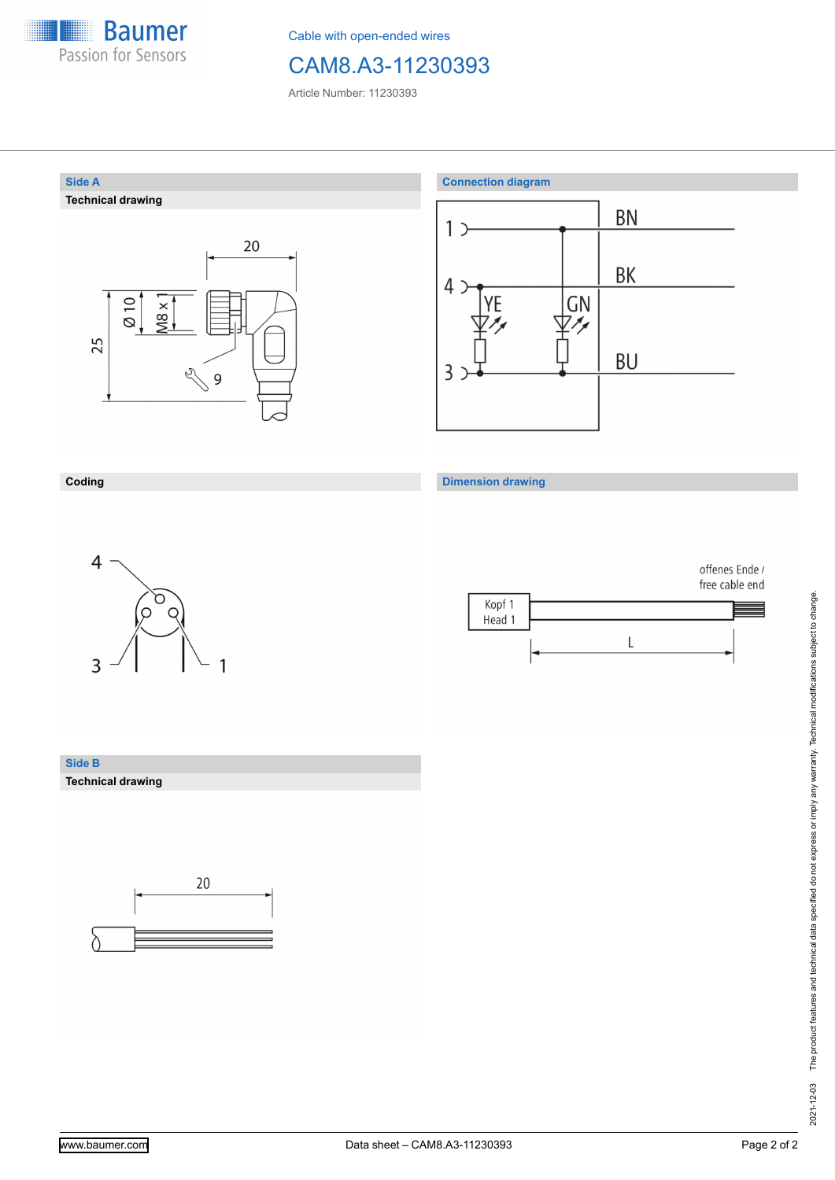Cable with open-ended wires

# CAM8.A3-11230393

Article Number: 11230393

## Side A

### Technical drawing

20

Ø 10

M8 x 1

25

9

## Connection diagram

1

4

3

BN

BK

BU

YE

GN

### Coding

4

3

1

## Dimension drawing

offenes Ende / free cable end

Kopf 1
Head 1

L

## Side B

### Technical drawing

20

The product features and technical data specified do not express or imply any warranty. Technical modifications subject to change.

2021-12-03

www.baumer.com

Data sheet – CAM8.A3-11230393